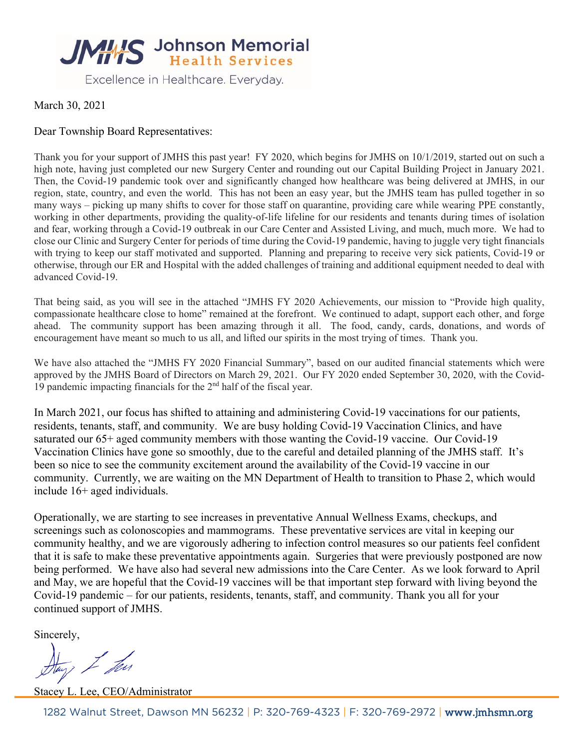**JMHS Johnson Memorial Health Services**

Excellence in Healthcare. Everyday.

March 30, 2021

Dear Township Board Representatives:

Thank you for your support of JMHS this past year! FY 2020, which begins for JMHS on 10/1/2019, started out on such a high note, having just completed our new Surgery Center and rounding out our Capital Building Project in January 2021. Then, the Covid-19 pandemic took over and significantly changed how healthcare was being delivered at JMHS, in our region, state, country, and even the world. This has not been an easy year, but the JMHS team has pulled together in so many ways – picking up many shifts to cover for those staff on quarantine, providing care while wearing PPE constantly, working in other departments, providing the quality-of-life lifeline for our residents and tenants during times of isolation and fear, working through a Covid-19 outbreak in our Care Center and Assisted Living, and much, much more. We had to close our Clinic and Surgery Center for periods of time during the Covid-19 pandemic, having to juggle very tight financials with trying to keep our staff motivated and supported. Planning and preparing to receive very sick patients, Covid-19 or otherwise, through our ER and Hospital with the added challenges of training and additional equipment needed to deal with advanced Covid-19.

That being said, as you will see in the attached "JMHS FY 2020 Achievements, our mission to "Provide high quality, compassionate healthcare close to home" remained at the forefront. We continued to adapt, support each other, and forge ahead. The community support has been amazing through it all. The food, candy, cards, donations, and words of encouragement have meant so much to us all, and lifted our spirits in the most trying of times. Thank you.

We have also attached the "JMHS FY 2020 Financial Summary", based on our audited financial statements which were approved by the JMHS Board of Directors on March 29, 2021. Our FY 2020 ended September 30, 2020, with the Covid-19 pandemic impacting financials for the 2nd half of the fiscal year.

In March 2021, our focus has shifted to attaining and administering Covid-19 vaccinations for our patients, residents, tenants, staff, and community. We are busy holding Covid-19 Vaccination Clinics, and have saturated our 65+ aged community members with those wanting the Covid-19 vaccine. Our Covid-19 Vaccination Clinics have gone so smoothly, due to the careful and detailed planning of the JMHS staff. It's been so nice to see the community excitement around the availability of the Covid-19 vaccine in our community. Currently, we are waiting on the MN Department of Health to transition to Phase 2, which would include 16+ aged individuals.

Operationally, we are starting to see increases in preventative Annual Wellness Exams, checkups, and screenings such as colonoscopies and mammograms. These preventative services are vital in keeping our community healthy, and we are vigorously adhering to infection control measures so our patients feel confident that it is safe to make these preventative appointments again. Surgeries that were previously postponed are now being performed. We have also had several new admissions into the Care Center. As we look forward to April and May, we are hopeful that the Covid-19 vaccines will be that important step forward with living beyond the Covid-19 pandemic – for our patients, residents, tenants, staff, and community. Thank you all for your continued support of JMHS.

Sincerely,

Stacey L. Lee, CEO/Administrator

1282 Walnut Street, Dawson MN 56232 | P: 320-769-4323 | F: 320-769-2972 | www.jmhsmn.org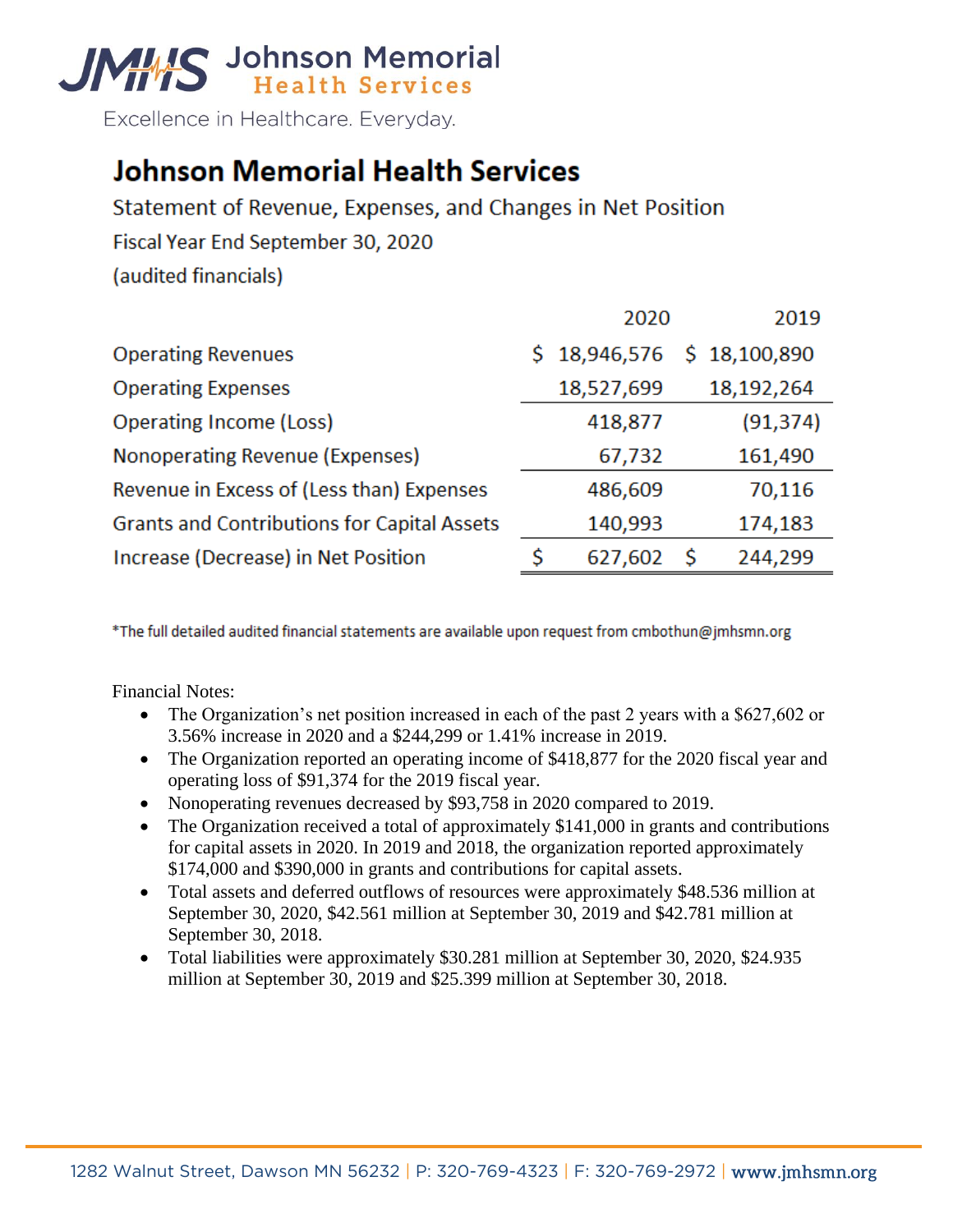Johnson Memorial Health Services

Excellence in Healthcare. Everyday.

# Johnson Memorial Health Services

Statement of Revenue, Expenses, and Changes in Net Position

Fiscal Year End September 30, 2020

(audited financials)

| | 2020 | 2019 |
|---|---|---|
| Operating Revenues | $ 18,946,576 | $ 18,100,890 |
| Operating Expenses | 18,527,699 | 18,192,264 |
| Operating Income (Loss) | 418,877 | (91,374) |
| Nonoperating Revenue (Expenses) | 67,732 | 161,490 |
| Revenue in Excess of (Less than) Expenses | 486,609 | 70,116 |
| Grants and Contributions for Capital Assets | 140,993 | 174,183 |
| Increase (Decrease) in Net Position | $ 627,602 | $ 244,299 |

*The full detailed audited financial statements are available upon request from cmbothun@jmhsmn.org

Financial Notes:

- The Organization's net position increased in each of the past 2 years with a $627,602 or 3.56% increase in 2020 and a $244,299 or 1.41% increase in 2019.
- The Organization reported an operating income of $418,877 for the 2020 fiscal year and operating loss of $91,374 for the 2019 fiscal year.
- Nonoperating revenues decreased by $93,758 in 2020 compared to 2019.
- The Organization received a total of approximately $141,000 in grants and contributions for capital assets in 2020. In 2019 and 2018, the organization reported approximately $174,000 and $390,000 in grants and contributions for capital assets.
- Total assets and deferred outflows of resources were approximately $48.536 million at September 30, 2020, $42.561 million at September 30, 2019 and $42.781 million at September 30, 2018.
- Total liabilities were approximately $30.281 million at September 30, 2020, $24.935 million at September 30, 2019 and $25.399 million at September 30, 2018.

1282 Walnut Street, Dawson MN 56232 | P: 320-769-4323 | F: 320-769-2972 | www.jmhsmn.org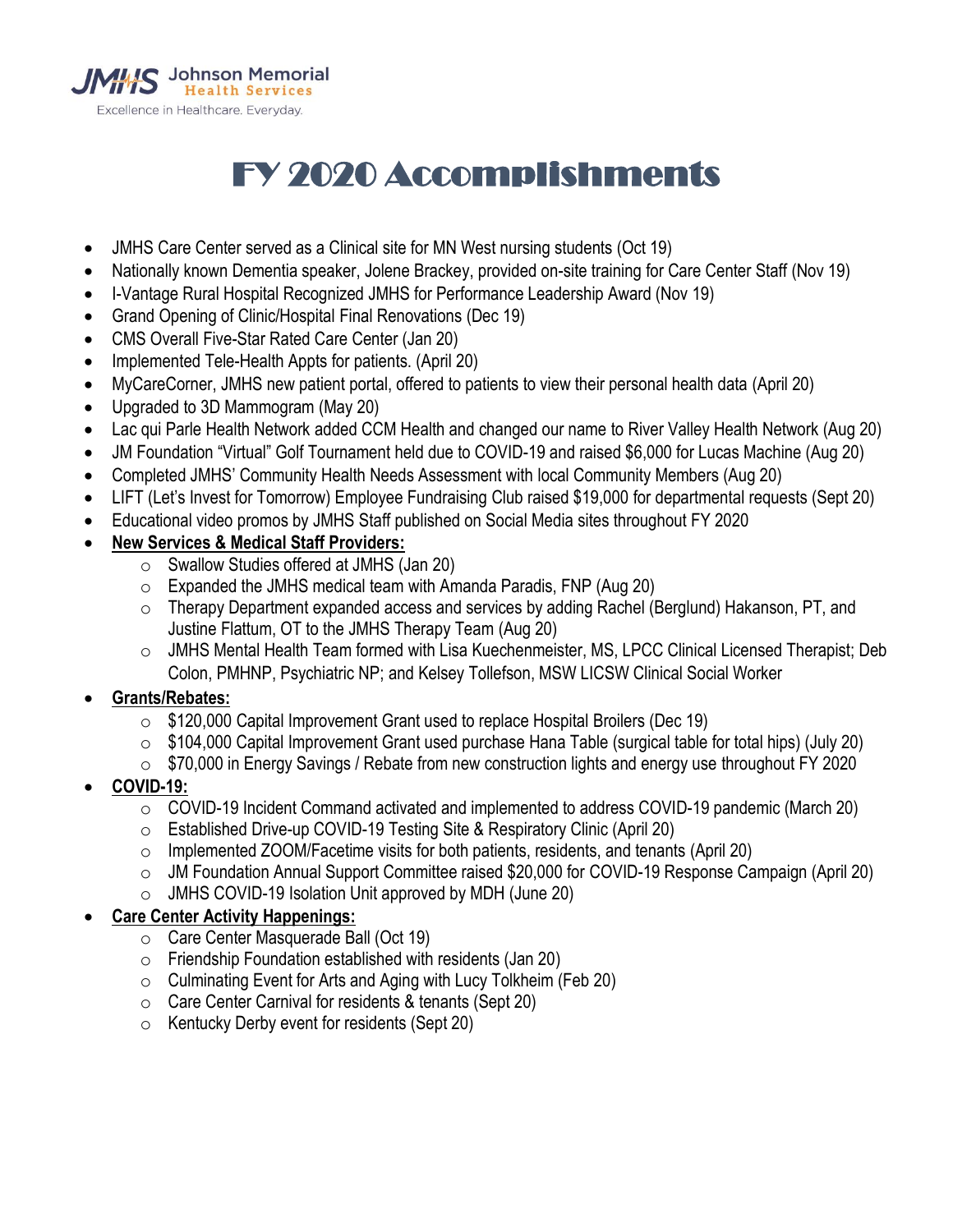JMHS Johnson Memorial Health Services
Excellence in Healthcare. Everyday.

# FY 2020 Accomplishments

- JMHS Care Center served as a Clinical site for MN West nursing students (Oct 19)
- Nationally known Dementia speaker, Jolene Brackey, provided on-site training for Care Center Staff (Nov 19)
- I-Vantage Rural Hospital Recognized JMHS for Performance Leadership Award (Nov 19)
- Grand Opening of Clinic/Hospital Final Renovations (Dec 19)
- CMS Overall Five-Star Rated Care Center (Jan 20)
- Implemented Tele-Health Appts for patients. (April 20)
- MyCareCorner, JMHS new patient portal, offered to patients to view their personal health data (April 20)
- Upgraded to 3D Mammogram (May 20)
- Lac qui Parle Health Network added CCM Health and changed our name to River Valley Health Network (Aug 20)
- JM Foundation "Virtual" Golf Tournament held due to COVID-19 and raised $6,000 for Lucas Machine (Aug 20)
- Completed JMHS' Community Health Needs Assessment with local Community Members (Aug 20)
- LIFT (Let's Invest for Tomorrow) Employee Fundraising Club raised $19,000 for departmental requests (Sept 20)
- Educational video promos by JMHS Staff published on Social Media sites throughout FY 2020
- **New Services & Medical Staff Providers:**
  - Swallow Studies offered at JMHS (Jan 20)
  - Expanded the JMHS medical team with Amanda Paradis, FNP (Aug 20)
  - Therapy Department expanded access and services by adding Rachel (Berglund) Hakanson, PT, and Justine Flattum, OT to the JMHS Therapy Team (Aug 20)
  - JMHS Mental Health Team formed with Lisa Kuechenmeister, MS, LPCC Clinical Licensed Therapist; Deb Colon, PMHNP, Psychiatric NP; and Kelsey Tollefson, MSW LICSW Clinical Social Worker
- **Grants/Rebates:**
  - $120,000 Capital Improvement Grant used to replace Hospital Broilers (Dec 19)
  - $104,000 Capital Improvement Grant used purchase Hana Table (surgical table for total hips) (July 20)
  - $70,000 in Energy Savings / Rebate from new construction lights and energy use throughout FY 2020
- **COVID-19:**
  - COVID-19 Incident Command activated and implemented to address COVID-19 pandemic (March 20)
  - Established Drive-up COVID-19 Testing Site & Respiratory Clinic (April 20)
  - Implemented ZOOM/Facetime visits for both patients, residents, and tenants (April 20)
  - JM Foundation Annual Support Committee raised $20,000 for COVID-19 Response Campaign (April 20)
  - JMHS COVID-19 Isolation Unit approved by MDH (June 20)
- **Care Center Activity Happenings:**
  - Care Center Masquerade Ball (Oct 19)
  - Friendship Foundation established with residents (Jan 20)
  - Culminating Event for Arts and Aging with Lucy Tolkheim (Feb 20)
  - Care Center Carnival for residents & tenants (Sept 20)
  - Kentucky Derby event for residents (Sept 20)